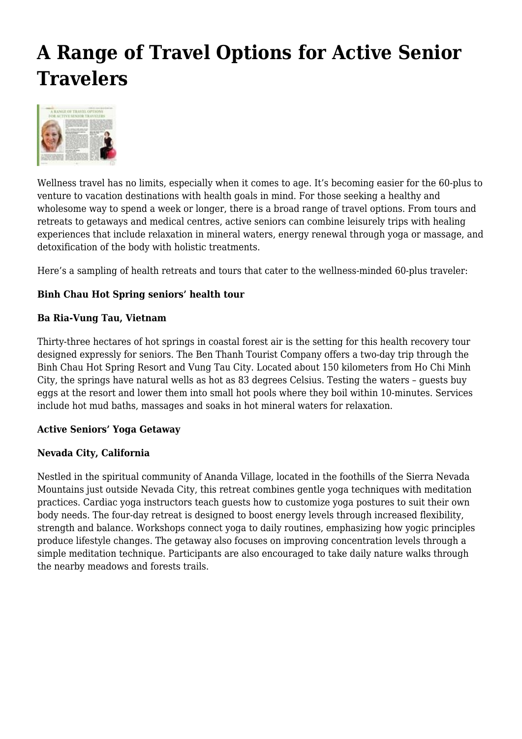# A Range of Travel Options for Active Senior Travelers

Wellness travel has no limits, especially when it comes to age. It's becoming easier for the 60-plus to venture to vacation destinations with health goals in mind. For those seeking a healthy and wholesome way to spend a week or longer, there is a broad range of travel options. From tours and retreats to getaways and medical centres, active seniors can combine leisurely trips with healing experiences that include relaxation in mineral waters, energy renewal through yoga or massage, and detoxification of the body with holistic treatments.

Here's a sampling of health retreats and tours that cater to the wellness-minded 60-plus traveler:

**Binh Chau Hot Spring seniors' health tour**

**Ba Ria-Vung Tau, Vietnam**

Thirty-three hectares of hot springs in coastal forest air is the setting for this health recovery tour designed expressly for seniors. The Ben Thanh Tourist Company offers a two-day trip through the Binh Chau Hot Spring Resort and Vung Tau City. Located about 150 kilometers from Ho Chi Minh City, the springs have natural wells as hot as 83 degrees Celsius. Testing the waters – guests buy eggs at the resort and lower them into small hot pools where they boil within 10-minutes. Services include hot mud baths, massages and soaks in hot mineral waters for relaxation.

**Active Seniors' Yoga Getaway**

**Nevada City, California**

Nestled in the spiritual community of Ananda Village, located in the foothills of the Sierra Nevada Mountains just outside Nevada City, this retreat combines gentle yoga techniques with meditation practices. Cardiac yoga instructors teach guests how to customize yoga postures to suit their own body needs. The four-day retreat is designed to boost energy levels through increased flexibility, strength and balance. Workshops connect yoga to daily routines, emphasizing how yogic principles produce lifestyle changes. The getaway also focuses on improving concentration levels through a simple meditation technique. Participants are also encouraged to take daily nature walks through the nearby meadows and forests trails.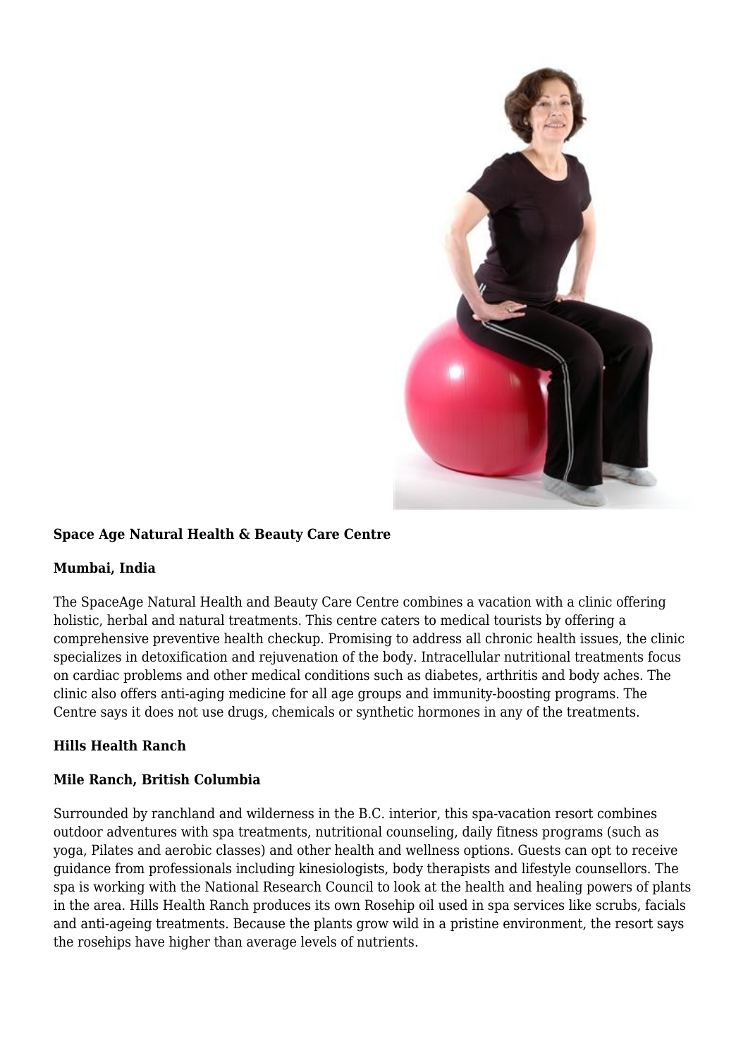**Space Age Natural Health & Beauty Care Centre**

**Mumbai, India**

The SpaceAge Natural Health and Beauty Care Centre combines a vacation with a clinic offering holistic, herbal and natural treatments. This centre caters to medical tourists by offering a comprehensive preventive health checkup. Promising to address all chronic health issues, the clinic specializes in detoxification and rejuvenation of the body. Intracellular nutritional treatments focus on cardiac problems and other medical conditions such as diabetes, arthritis and body aches. The clinic also offers anti-aging medicine for all age groups and immunity-boosting programs. The Centre says it does not use drugs, chemicals or synthetic hormones in any of the treatments.

**Hills Health Ranch**

**Mile Ranch, British Columbia**

Surrounded by ranchland and wilderness in the B.C. interior, this spa-vacation resort combines outdoor adventures with spa treatments, nutritional counseling, daily fitness programs (such as yoga, Pilates and aerobic classes) and other health and wellness options. Guests can opt to receive guidance from professionals including kinesiologists, body therapists and lifestyle counsellors. The spa is working with the National Research Council to look at the health and healing powers of plants in the area. Hills Health Ranch produces its own Rosehip oil used in spa services like scrubs, facials and anti-ageing treatments. Because the plants grow wild in a pristine environment, the resort says the rosehips have higher than average levels of nutrients.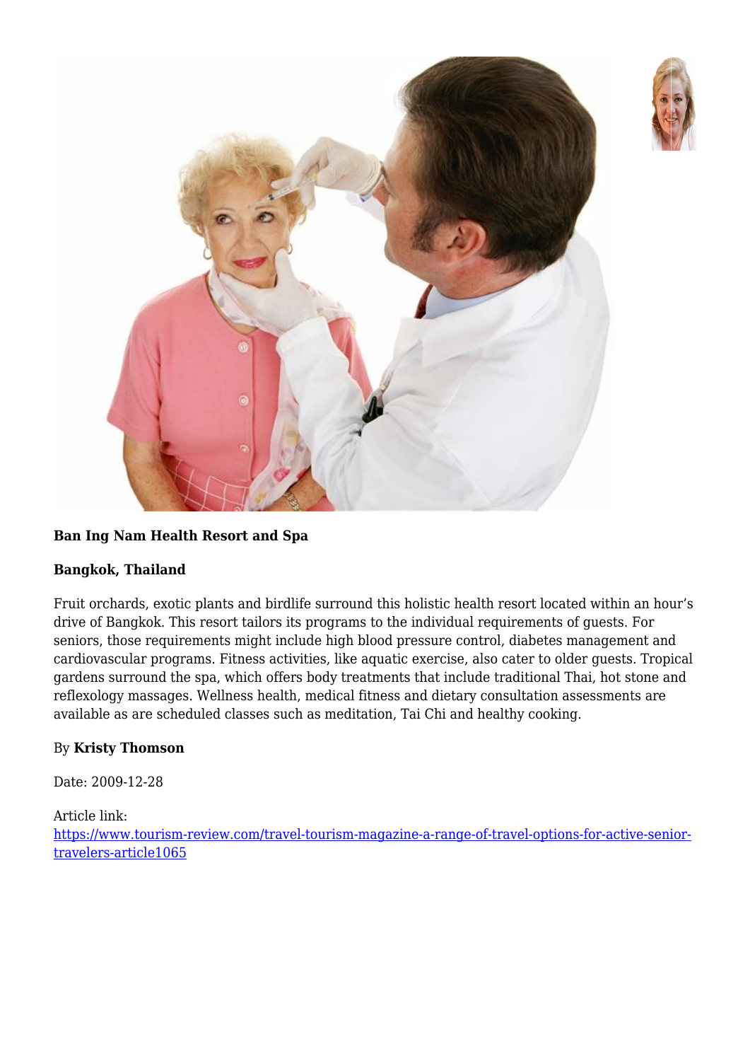**Ban Ing Nam Health Resort and Spa**

**Bangkok, Thailand**

Fruit orchards, exotic plants and birdlife surround this holistic health resort located within an hour's drive of Bangkok. This resort tailors its programs to the individual requirements of guests. For seniors, those requirements might include high blood pressure control, diabetes management and cardiovascular programs. Fitness activities, like aquatic exercise, also cater to older guests. Tropical gardens surround the spa, which offers body treatments that include traditional Thai, hot stone and reflexology massages. Wellness health, medical fitness and dietary consultation assessments are available as are scheduled classes such as meditation, Tai Chi and healthy cooking.

By **Kristy Thomson**

Date: 2009-12-28

Article link:
[https://www.tourism-review.com/travel-tourism-magazine-a-range-of-travel-options-for-active-senior-travelers-article1065](https://www.tourism-review.com/travel-tourism-magazine-a-range-of-travel-options-for-active-senior-travelers-article1065)